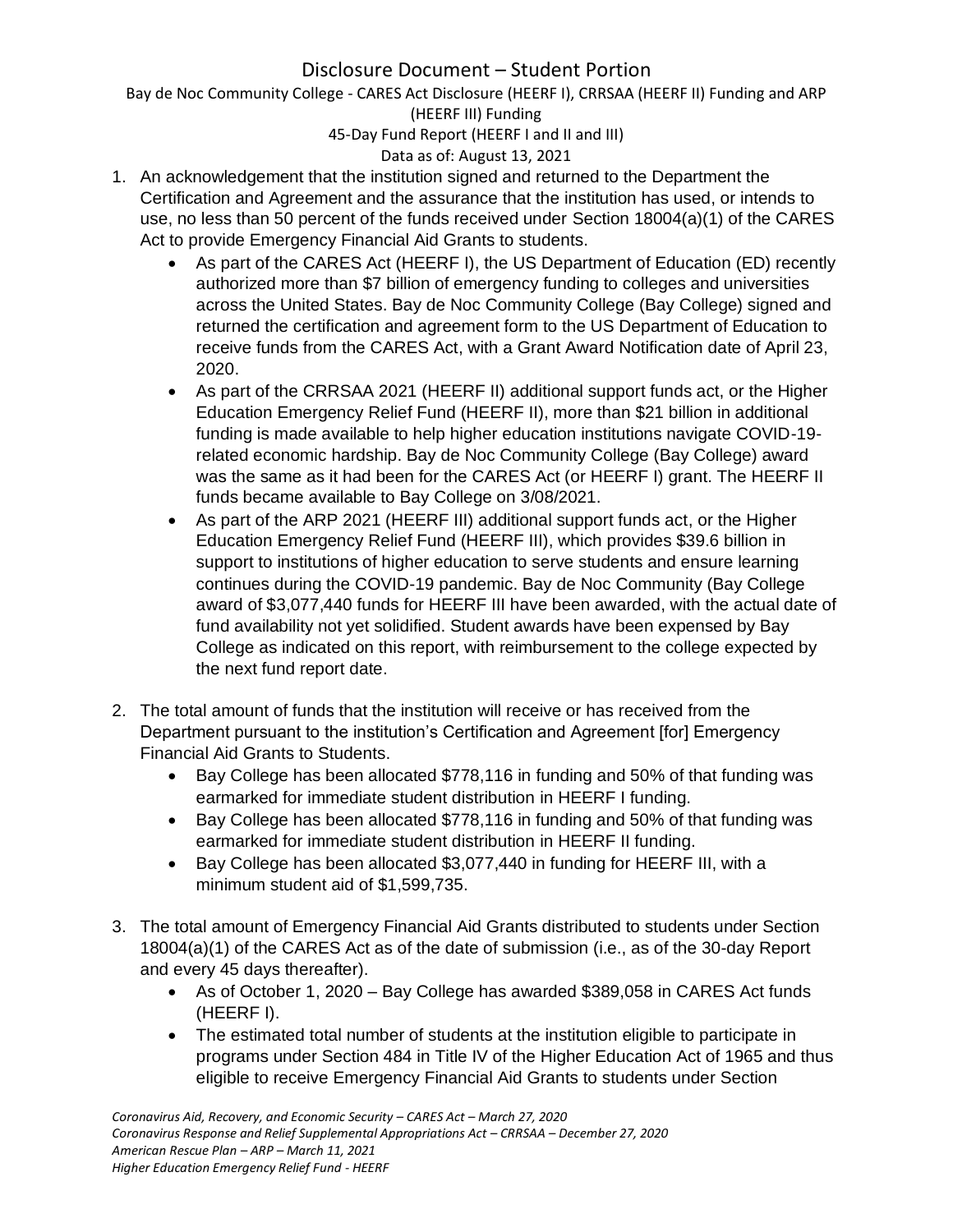# Disclosure Document – Student Portion

Bay de Noc Community College - CARES Act Disclosure (HEERF I), CRRSAA (HEERF II) Funding and ARP (HEERF III) Funding

45-Day Fund Report (HEERF I and II and III)

Data as of: August 13, 2021

1. An acknowledgement that the institution signed and returned to the Department the Certification and Agreement and the assurance that the institution has used, or intends to use, no less than 50 percent of the funds received under Section 18004(a)(1) of the CARES Act to provide Emergency Financial Aid Grants to students.
   - As part of the CARES Act (HEERF I), the US Department of Education (ED) recently authorized more than $7 billion of emergency funding to colleges and universities across the United States. Bay de Noc Community College (Bay College) signed and returned the certification and agreement form to the US Department of Education to receive funds from the CARES Act, with a Grant Award Notification date of April 23, 2020.
   - As part of the CRRSAA 2021 (HEERF II) additional support funds act, or the Higher Education Emergency Relief Fund (HEERF II), more than $21 billion in additional funding is made available to help higher education institutions navigate COVID-19-related economic hardship. Bay de Noc Community College (Bay College) award was the same as it had been for the CARES Act (or HEERF I) grant. The HEERF II funds became available to Bay College on 3/08/2021.
   - As part of the ARP 2021 (HEERF III) additional support funds act, or the Higher Education Emergency Relief Fund (HEERF III), which provides $39.6 billion in support to institutions of higher education to serve students and ensure learning continues during the COVID-19 pandemic. Bay de Noc Community (Bay College award of $3,077,440 funds for HEERF III have been awarded, with the actual date of fund availability not yet solidified. Student awards have been expensed by Bay College as indicated on this report, with reimbursement to the college expected by the next fund report date.

2. The total amount of funds that the institution will receive or has received from the Department pursuant to the institution's Certification and Agreement [for] Emergency Financial Aid Grants to Students.
   - Bay College has been allocated $778,116 in funding and 50% of that funding was earmarked for immediate student distribution in HEERF I funding.
   - Bay College has been allocated $778,116 in funding and 50% of that funding was earmarked for immediate student distribution in HEERF II funding.
   - Bay College has been allocated $3,077,440 in funding for HEERF III, with a minimum student aid of $1,599,735.

3. The total amount of Emergency Financial Aid Grants distributed to students under Section 18004(a)(1) of the CARES Act as of the date of submission (i.e., as of the 30-day Report and every 45 days thereafter).
   - As of October 1, 2020 – Bay College has awarded $389,058 in CARES Act funds (HEERF I).
   - The estimated total number of students at the institution eligible to participate in programs under Section 484 in Title IV of the Higher Education Act of 1965 and thus eligible to receive Emergency Financial Aid Grants to students under Section

*Coronavirus Aid, Recovery, and Economic Security – CARES Act – March 27, 2020*
*Coronavirus Response and Relief Supplemental Appropriations Act – CRRSAA – December 27, 2020*
*American Rescue Plan – ARP – March 11, 2021*
*Higher Education Emergency Relief Fund - HEERF*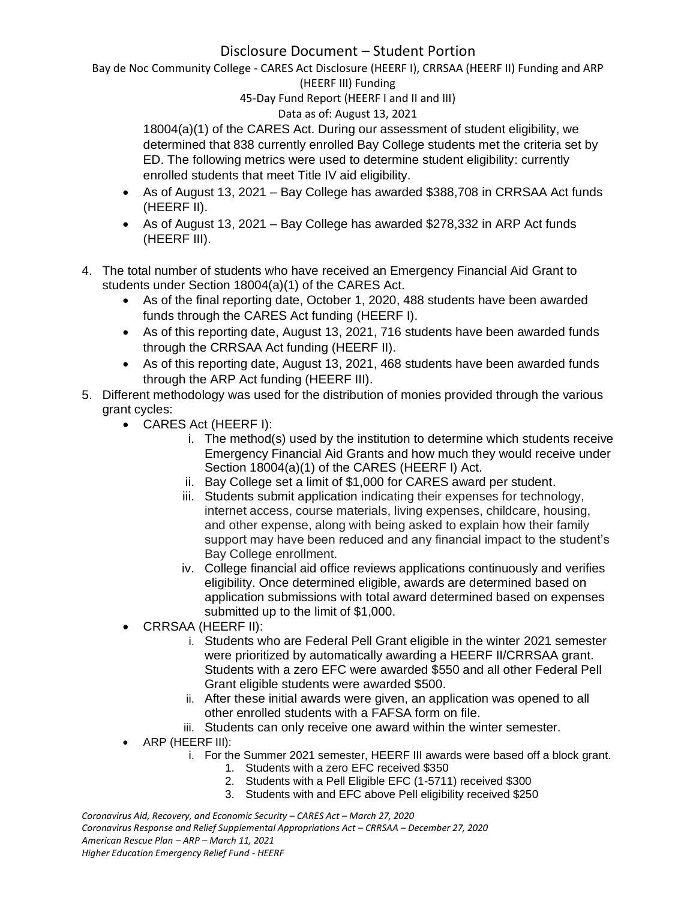18004(a)(1) of the CARES Act. During our assessment of student eligibility, we determined that 838 currently enrolled Bay College students met the criteria set by ED. The following metrics were used to determine student eligibility: currently enrolled students that meet Title IV aid eligibility.

- As of August 13, 2021 – Bay College has awarded $388,708 in CRRSAA Act funds (HEERF II).
- As of August 13, 2021 – Bay College has awarded $278,332 in ARP Act funds (HEERF III).

4. The total number of students who have received an Emergency Financial Aid Grant to students under Section 18004(a)(1) of the CARES Act.
   - As of the final reporting date, October 1, 2020, 488 students have been awarded funds through the CARES Act funding (HEERF I).
   - As of this reporting date, August 13, 2021, 716 students have been awarded funds through the CRRSAA Act funding (HEERF II).
   - As of this reporting date, August 13, 2021, 468 students have been awarded funds through the ARP Act funding (HEERF III).
5. Different methodology was used for the distribution of monies provided through the various grant cycles:
   - CARES Act (HEERF I):
     - i. The method(s) used by the institution to determine which students receive Emergency Financial Aid Grants and how much they would receive under Section 18004(a)(1) of the CARES (HEERF I) Act.
     - ii. Bay College set a limit of $1,000 for CARES award per student.
     - iii. Students submit application indicating their expenses for technology, internet access, course materials, living expenses, childcare, housing, and other expense, along with being asked to explain how their family support may have been reduced and any financial impact to the student's Bay College enrollment.
     - iv. College financial aid office reviews applications continuously and verifies eligibility. Once determined eligible, awards are determined based on application submissions with total award determined based on expenses submitted up to the limit of $1,000.
   - CRRSAA (HEERF II):
     - i. Students who are Federal Pell Grant eligible in the winter 2021 semester were prioritized by automatically awarding a HEERF II/CRRSAA grant. Students with a zero EFC were awarded $550 and all other Federal Pell Grant eligible students were awarded $500.
     - ii. After these initial awards were given, an application was opened to all other enrolled students with a FAFSA form on file.
     - iii. Students can only receive one award within the winter semester.
   - ARP (HEERF III):
     - i. For the Summer 2021 semester, HEERF III awards were based off a block grant.
       1. Students with a zero EFC received $350
       2. Students with a Pell Eligible EFC (1-5711) received $300
       3. Students with and EFC above Pell eligibility received $250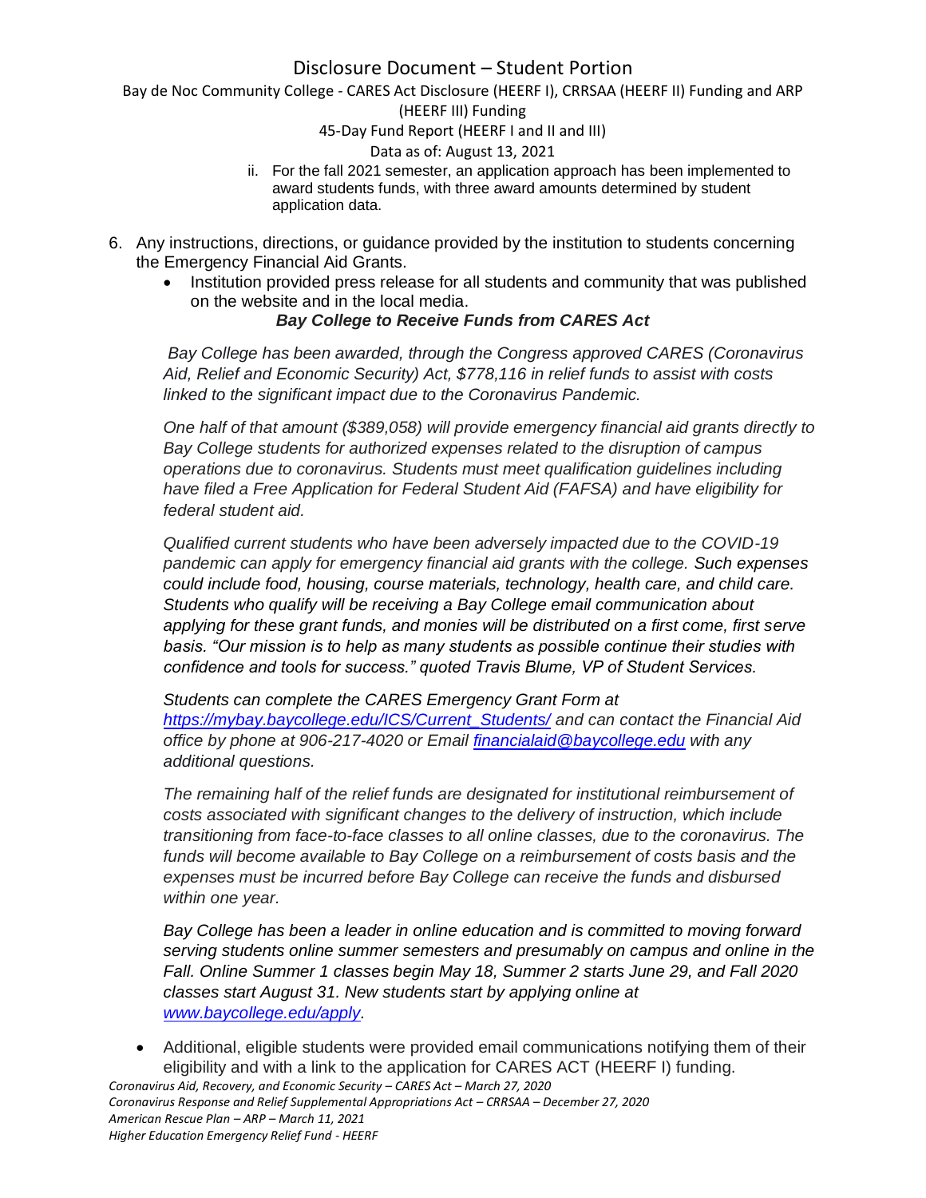ii. For the fall 2021 semester, an application approach has been implemented to award students funds, with three award amounts determined by student application data.

6. Any instructions, directions, or guidance provided by the institution to students concerning the Emergency Financial Aid Grants.
   - Institution provided press release for all students and community that was published on the website and in the local media.

     ***Bay College to Receive Funds from CARES Act***

     *Bay College has been awarded, through the Congress approved CARES (Coronavirus Aid, Relief and Economic Security) Act, $778,116 in relief funds to assist with costs linked to the significant impact due to the Coronavirus Pandemic.*

     *One half of that amount ($389,058) will provide emergency financial aid grants directly to Bay College students for authorized expenses related to the disruption of campus operations due to coronavirus. Students must meet qualification guidelines including have filed a Free Application for Federal Student Aid (FAFSA) and have eligibility for federal student aid.*

     *Qualified current students who have been adversely impacted due to the COVID-19 pandemic can apply for emergency financial aid grants with the college. Such expenses could include food, housing, course materials, technology, health care, and child care. Students who qualify will be receiving a Bay College email communication about applying for these grant funds, and monies will be distributed on a first come, first serve basis. "Our mission is to help as many students as possible continue their studies with confidence and tools for success." quoted Travis Blume, VP of Student Services.*

     *Students can complete the CARES Emergency Grant Form at [https://mybay.baycollege.edu/ICS/Current_Students/](https://mybay.baycollege.edu/ICS/Current_Students/) and can contact the Financial Aid office by phone at 906-217-4020 or Email [financialaid@baycollege.edu](mailto:financialaid@baycollege.edu) with any additional questions.*

     *The remaining half of the relief funds are designated for institutional reimbursement of costs associated with significant changes to the delivery of instruction, which include transitioning from face-to-face classes to all online classes, due to the coronavirus. The funds will become available to Bay College on a reimbursement of costs basis and the expenses must be incurred before Bay College can receive the funds and disbursed within one year.*

     *Bay College has been a leader in online education and is committed to moving forward serving students online summer semesters and presumably on campus and online in the Fall. Online Summer 1 classes begin May 18, Summer 2 starts June 29, and Fall 2020 classes start August 31. New students start by applying online at [www.baycollege.edu/apply](http://www.baycollege.edu/apply).*

   - Additional, eligible students were provided email communications notifying them of their eligibility and with a link to the application for CARES ACT (HEERF I) funding.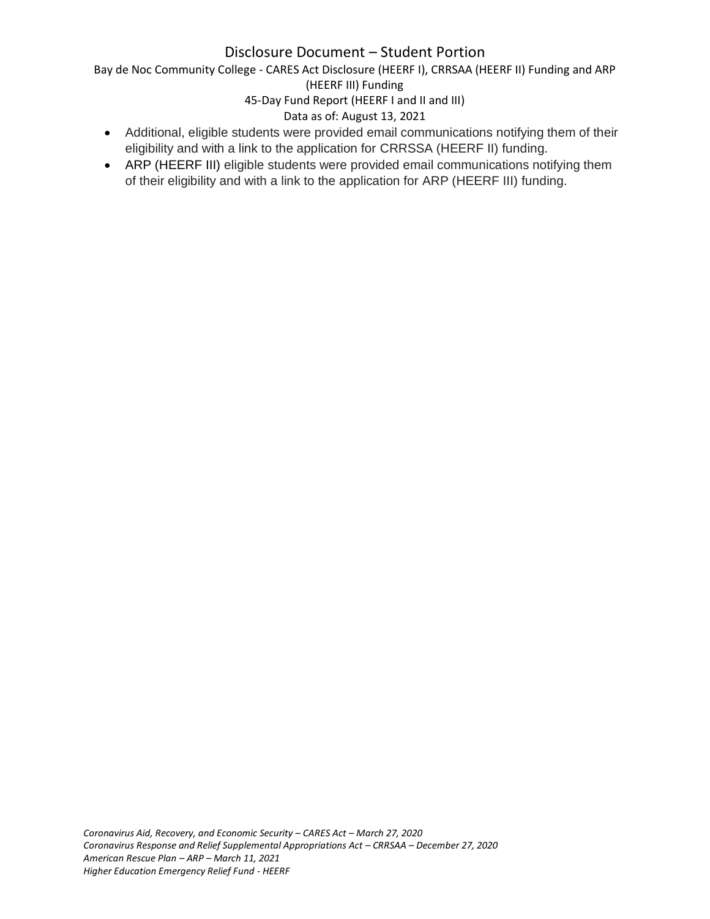- Additional, eligible students were provided email communications notifying them of their eligibility and with a link to the application for CRRSSA (HEERF II) funding.
- ARP (HEERF III) eligible students were provided email communications notifying them of their eligibility and with a link to the application for ARP (HEERF III) funding.